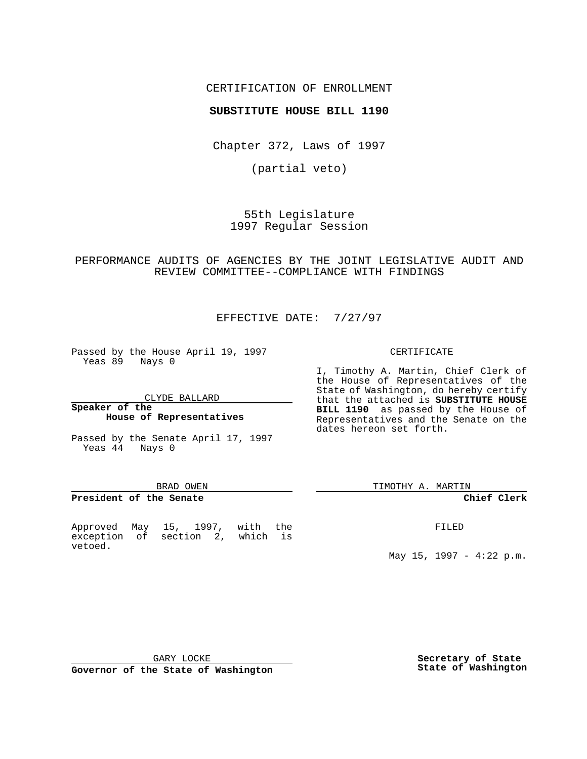CERTIFICATION OF ENROLLMENT

**SUBSTITUTE HOUSE BILL 1190**

Chapter 372, Laws of 1997

(partial veto)

55th Legislature
1997 Regular Session

PERFORMANCE AUDITS OF AGENCIES BY THE JOINT LEGISLATIVE AUDIT AND REVIEW COMMITTEE--COMPLIANCE WITH FINDINGS

EFFECTIVE DATE: 7/27/97

Passed by the House April 19, 1997
Yeas 89 Nays 0

CLYDE BALLARD

**Speaker of the House of Representatives**

Passed by the Senate April 17, 1997
Yeas 44 Nays 0

BRAD OWEN

**President of the Senate**

Approved May 15, 1997, with the exception of section 2, which is vetoed.

GARY LOCKE

**Governor of the State of Washington**

CERTIFICATE

I, Timothy A. Martin, Chief Clerk of the House of Representatives of the State of Washington, do hereby certify that the attached is **SUBSTITUTE HOUSE BILL 1190** as passed by the House of Representatives and the Senate on the dates hereon set forth.

TIMOTHY A. MARTIN

**Chief Clerk**

FILED

May 15, 1997 - 4:22 p.m.

**Secretary of State State of Washington**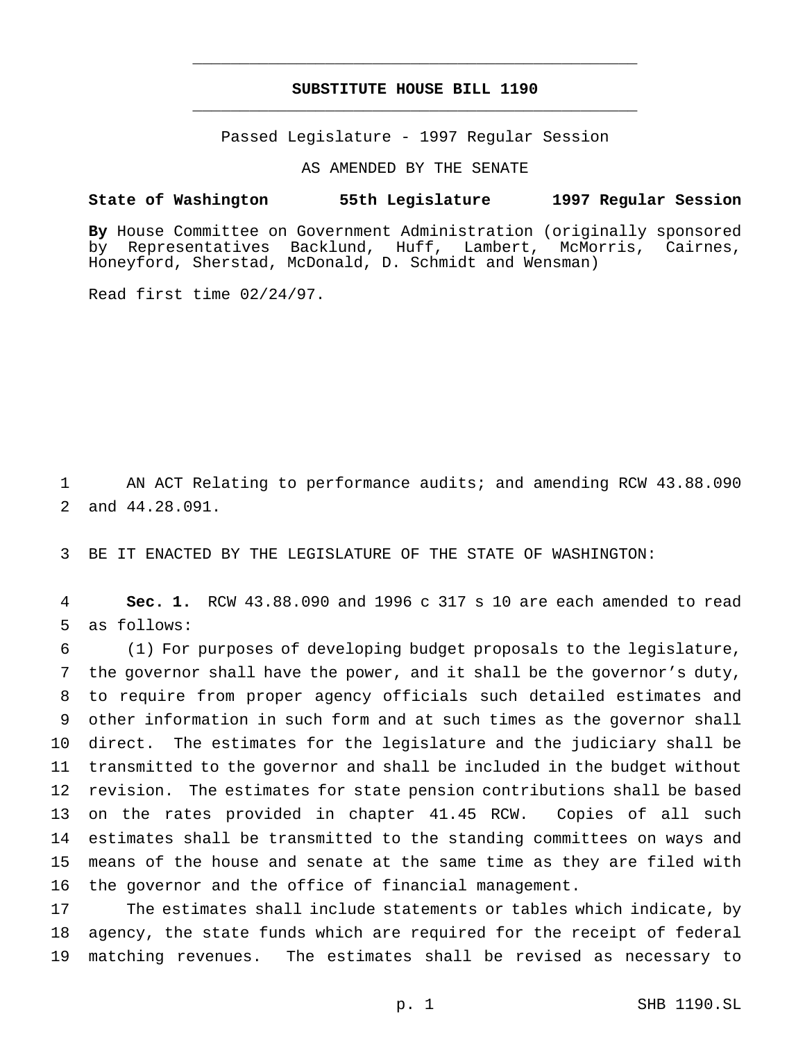# SUBSTITUTE HOUSE BILL 1190

Passed Legislature - 1997 Regular Session

AS AMENDED BY THE SENATE

**State of Washington 55th Legislature 1997 Regular Session**

**By** House Committee on Government Administration (originally sponsored by Representatives Backlund, Huff, Lambert, McMorris, Cairnes, Honeyford, Sherstad, McDonald, D. Schmidt and Wensman)

Read first time 02/24/97.

AN ACT Relating to performance audits; and amending RCW 43.88.090 and 44.28.091.

BE IT ENACTED BY THE LEGISLATURE OF THE STATE OF WASHINGTON:

**Sec. 1.** RCW 43.88.090 and 1996 c 317 s 10 are each amended to read as follows:

(1) For purposes of developing budget proposals to the legislature, the governor shall have the power, and it shall be the governor's duty, to require from proper agency officials such detailed estimates and other information in such form and at such times as the governor shall direct. The estimates for the legislature and the judiciary shall be transmitted to the governor and shall be included in the budget without revision. The estimates for state pension contributions shall be based on the rates provided in chapter 41.45 RCW. Copies of all such estimates shall be transmitted to the standing committees on ways and means of the house and senate at the same time as they are filed with the governor and the office of financial management.

The estimates shall include statements or tables which indicate, by agency, the state funds which are required for the receipt of federal matching revenues. The estimates shall be revised as necessary to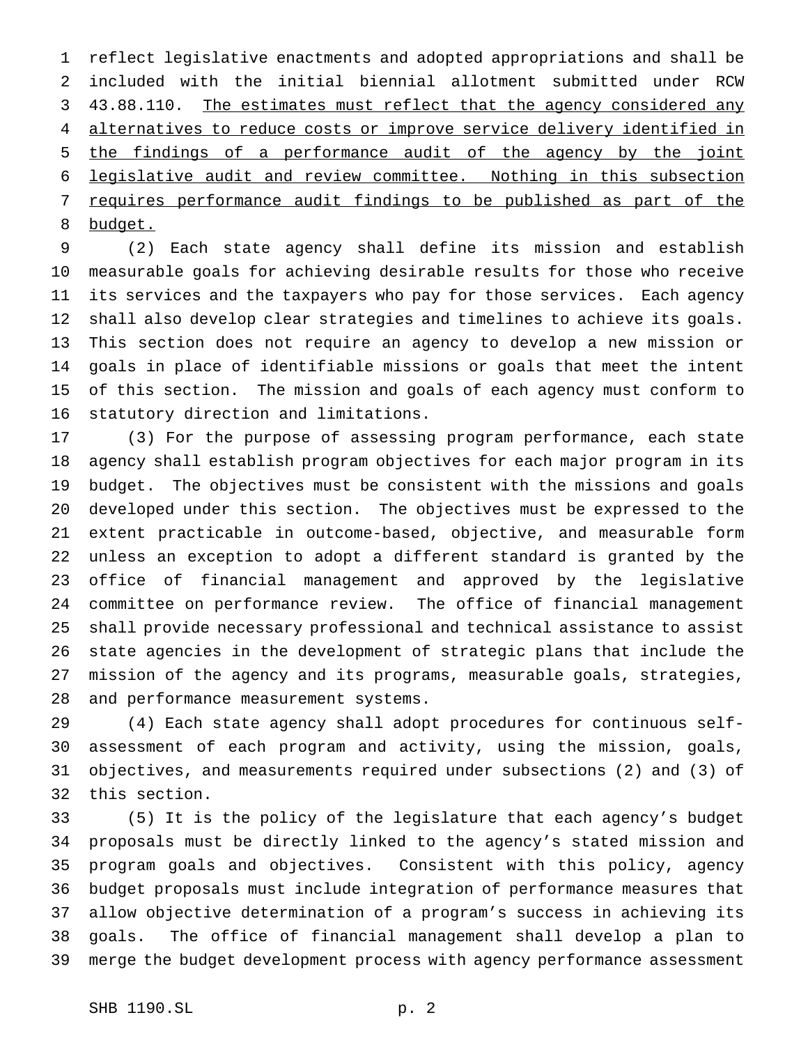reflect legislative enactments and adopted appropriations and shall be included with the initial biennial allotment submitted under RCW 43.88.110. <u>The estimates must reflect that the agency considered any alternatives to reduce costs or improve service delivery identified in the findings of a performance audit of the agency by the joint legislative audit and review committee. Nothing in this subsection requires performance audit findings to be published as part of the budget.</u>

(2) Each state agency shall define its mission and establish measurable goals for achieving desirable results for those who receive its services and the taxpayers who pay for those services. Each agency shall also develop clear strategies and timelines to achieve its goals. This section does not require an agency to develop a new mission or goals in place of identifiable missions or goals that meet the intent of this section. The mission and goals of each agency must conform to statutory direction and limitations.

(3) For the purpose of assessing program performance, each state agency shall establish program objectives for each major program in its budget. The objectives must be consistent with the missions and goals developed under this section. The objectives must be expressed to the extent practicable in outcome-based, objective, and measurable form unless an exception to adopt a different standard is granted by the office of financial management and approved by the legislative committee on performance review. The office of financial management shall provide necessary professional and technical assistance to assist state agencies in the development of strategic plans that include the mission of the agency and its programs, measurable goals, strategies, and performance measurement systems.

(4) Each state agency shall adopt procedures for continuous self-assessment of each program and activity, using the mission, goals, objectives, and measurements required under subsections (2) and (3) of this section.

(5) It is the policy of the legislature that each agency's budget proposals must be directly linked to the agency's stated mission and program goals and objectives. Consistent with this policy, agency budget proposals must include integration of performance measures that allow objective determination of a program's success in achieving its goals. The office of financial management shall develop a plan to merge the budget development process with agency performance assessment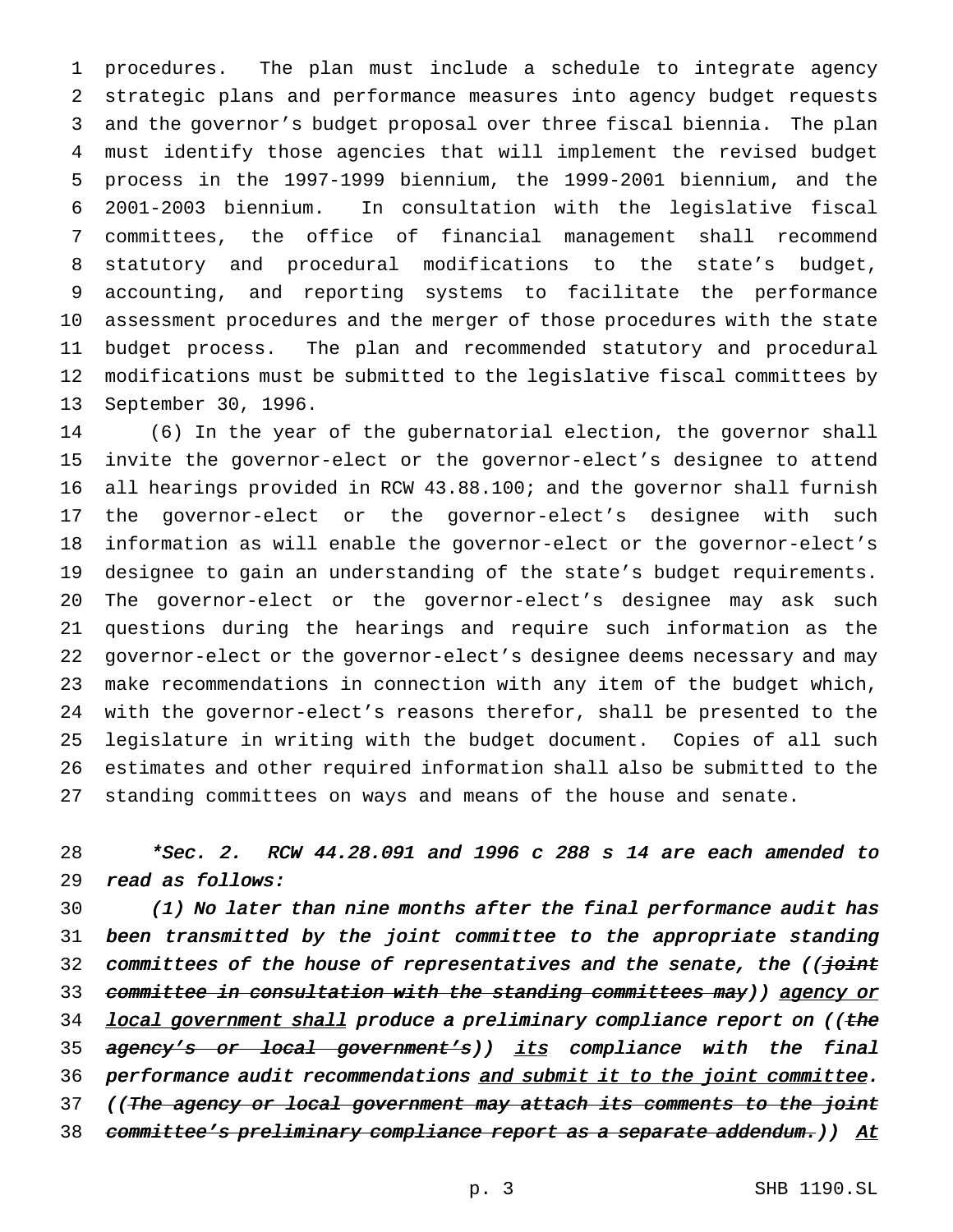procedures. The plan must include a schedule to integrate agency strategic plans and performance measures into agency budget requests and the governor's budget proposal over three fiscal biennia. The plan must identify those agencies that will implement the revised budget process in the 1997-1999 biennium, the 1999-2001 biennium, and the 2001-2003 biennium. In consultation with the legislative fiscal committees, the office of financial management shall recommend statutory and procedural modifications to the state's budget, accounting, and reporting systems to facilitate the performance assessment procedures and the merger of those procedures with the state budget process. The plan and recommended statutory and procedural modifications must be submitted to the legislative fiscal committees by September 30, 1996.

(6) In the year of the gubernatorial election, the governor shall invite the governor-elect or the governor-elect's designee to attend all hearings provided in RCW 43.88.100; and the governor shall furnish the governor-elect or the governor-elect's designee with such information as will enable the governor-elect or the governor-elect's designee to gain an understanding of the state's budget requirements. The governor-elect or the governor-elect's designee may ask such questions during the hearings and require such information as the governor-elect or the governor-elect's designee deems necessary and may make recommendations in connection with any item of the budget which, with the governor-elect's reasons therefor, shall be presented to the legislature in writing with the budget document. Copies of all such estimates and other required information shall also be submitted to the standing committees on ways and means of the house and senate.

*\*Sec. 2. RCW 44.28.091 and 1996 c 288 s 14 are each amended to read as follows:*

*(1) No later than nine months after the final performance audit has been transmitted by the joint committee to the appropriate standing committees of the house of representatives and the senate, the ((~~joint committee in consultation with the standing committees may~~)) <u>agency or local government shall</u> produce a preliminary compliance report on ((~~the agency's or local government's~~)) <u>its</u> compliance with the final performance audit recommendations <u>and submit it to the joint committee</u>. ((~~The agency or local government may attach its comments to the joint committee's preliminary compliance report as a separate addendum.~~)) <u>At</u>*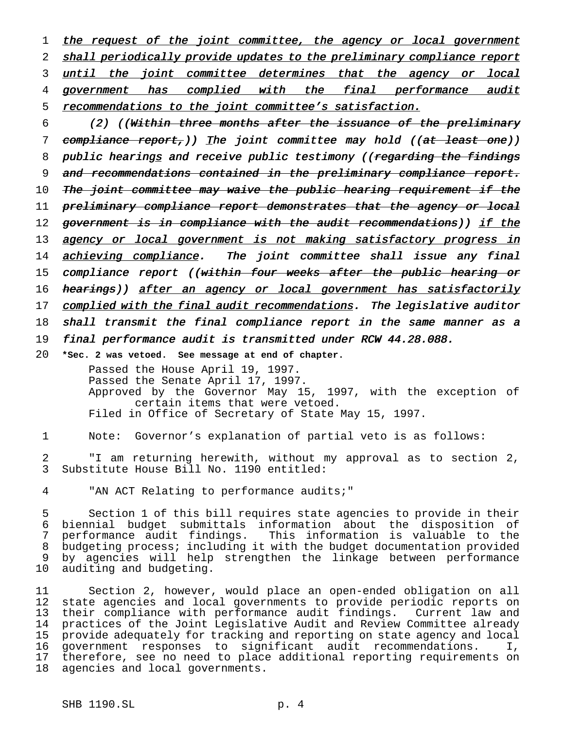the request of the joint committee, the agency or local government shall periodically provide updates to the preliminary compliance report until the joint committee determines that the agency or local government has complied with the final performance audit recommendations to the joint committee's satisfaction.

(2) ((~~Within three months after the issuance of the preliminary compliance report,~~)) The joint committee may hold ((~~at least one~~)) public hearings and receive public testimony ((~~regarding the findings and recommendations contained in the preliminary compliance report. The joint committee may waive the public hearing requirement if the preliminary compliance report demonstrates that the agency or local government is in compliance with the audit recommendations~~)) if the agency or local government is not making satisfactory progress in achieving compliance. The joint committee shall issue any final compliance report ((~~within four weeks after the public hearing or hearings~~)) after an agency or local government has satisfactorily complied with the final audit recommendations. The legislative auditor shall transmit the final compliance report in the same manner as a final performance audit is transmitted under RCW 44.28.088.

**\*Sec. 2 was vetoed. See message at end of chapter.**

Passed the House April 19, 1997.
Passed the Senate April 17, 1997.
Approved by the Governor May 15, 1997, with the exception of certain items that were vetoed.
Filed in Office of Secretary of State May 15, 1997.

Note: Governor's explanation of partial veto is as follows:

"I am returning herewith, without my approval as to section 2, Substitute House Bill No. 1190 entitled:

"AN ACT Relating to performance audits;"

Section 1 of this bill requires state agencies to provide in their biennial budget submittals information about the disposition of performance audit findings. This information is valuable to the budgeting process; including it with the budget documentation provided by agencies will help strengthen the linkage between performance auditing and budgeting.

Section 2, however, would place an open-ended obligation on all state agencies and local governments to provide periodic reports on their compliance with performance audit findings. Current law and practices of the Joint Legislative Audit and Review Committee already provide adequately for tracking and reporting on state agency and local government responses to significant audit recommendations. I, therefore, see no need to place additional reporting requirements on agencies and local governments.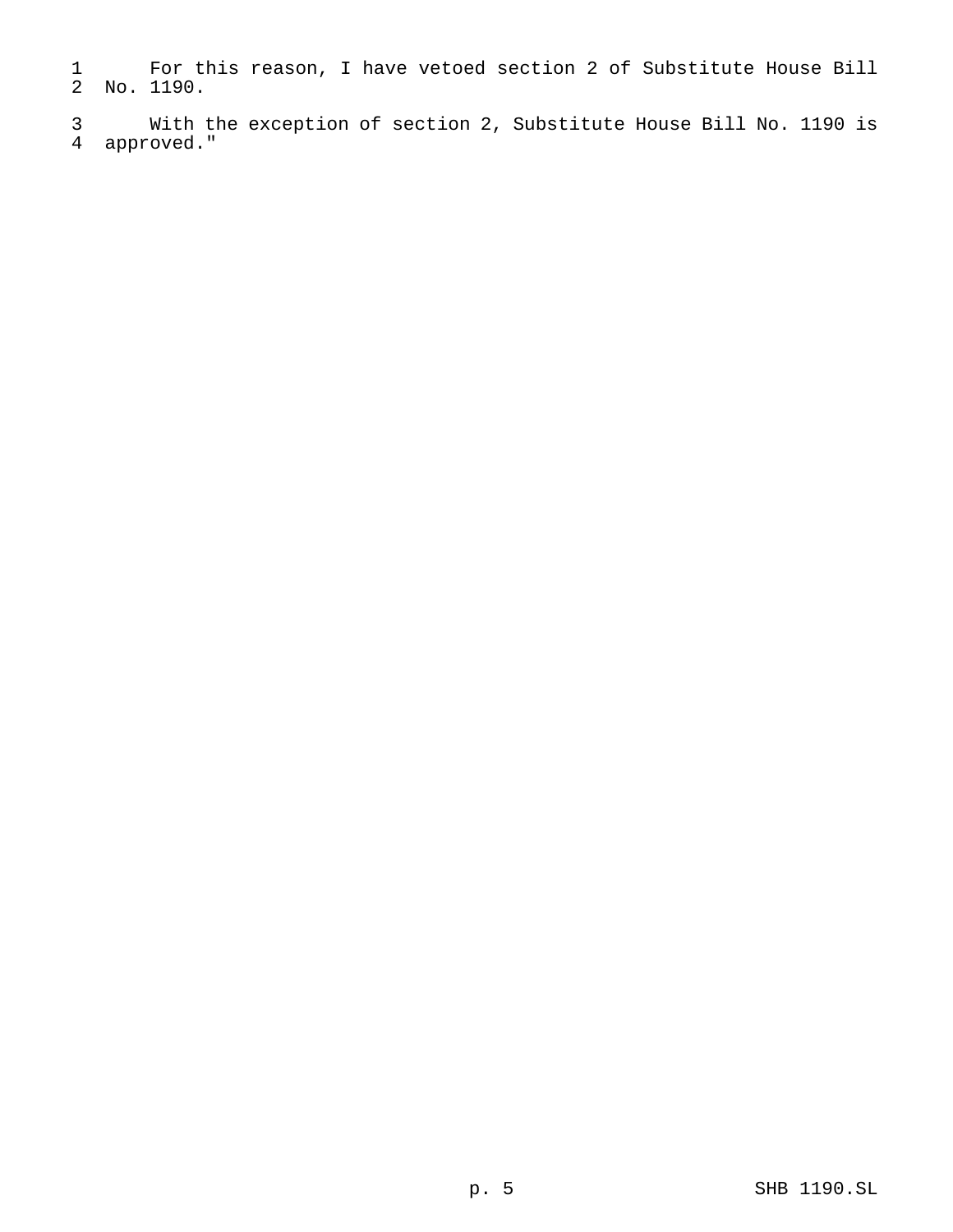For this reason, I have vetoed section 2 of Substitute House Bill No. 1190.

With the exception of section 2, Substitute House Bill No. 1190 is approved."